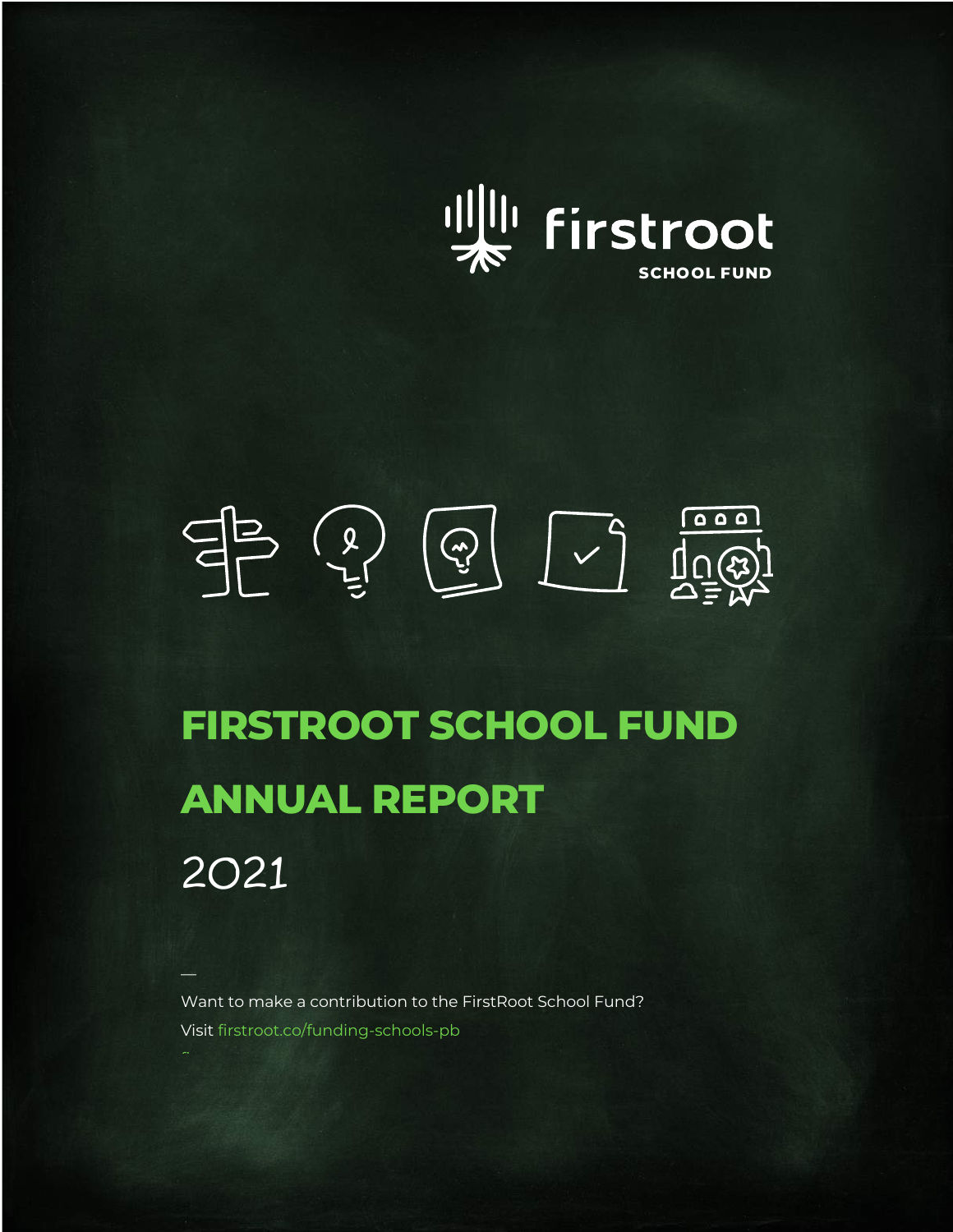firstroot

SCHOOL FUND

# FIRSTROOT SCHOOL FUND

# ANNUAL REPORT

2021

—

Want to make a contribution to the FirstRoot School Fund?

Visit firstroot.co/funding-schools-pb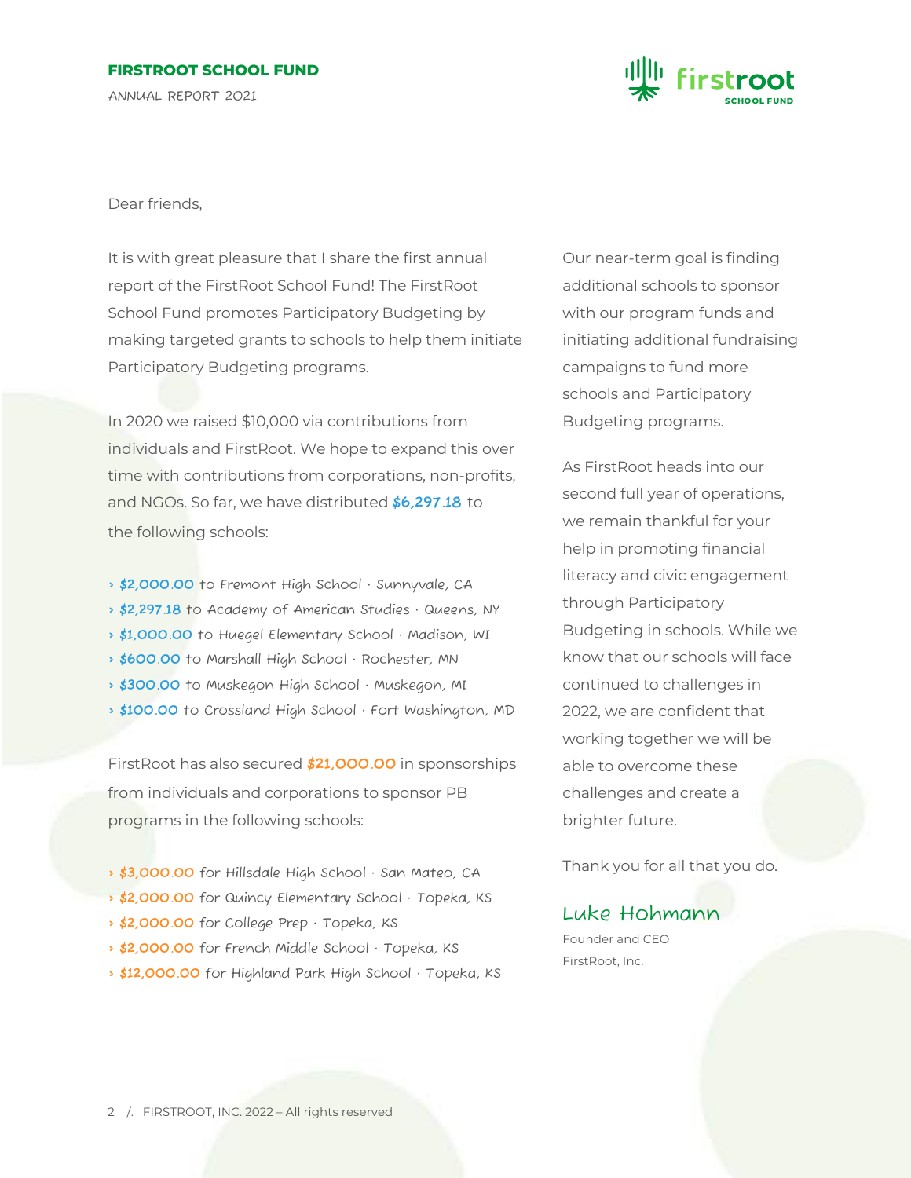Dear friends,

It is with great pleasure that I share the first annual report of the FirstRoot School Fund! The FirstRoot School Fund promotes Participatory Budgeting by making targeted grants to schools to help them initiate Participatory Budgeting programs.

In 2020 we raised $10,000 via contributions from individuals and FirstRoot. We hope to expand this over time with contributions from corporations, non-profits, and NGOs. So far, we have distributed **$6,297.18** to the following schools:

- **$2,000.00** to Fremont High School · Sunnyvale, CA
- **$2,297.18** to Academy of American Studies · Queens, NY
- **$1,000.00** to Huegel Elementary School · Madison, WI
- **$600.00** to Marshall High School · Rochester, MN
- **$300.00** to Muskegon High School · Muskegon, MI
- **$100.00** to Crossland High School · Fort Washington, MD

FirstRoot has also secured **$21,000.00** in sponsorships from individuals and corporations to sponsor PB programs in the following schools:

- **$3,000.00** for Hillsdale High School · San Mateo, CA
- **$2,000.00** for Quincy Elementary School · Topeka, KS
- **$2,000.00** for College Prep · Topeka, KS
- **$2,000.00** for French Middle School · Topeka, KS
- **$12,000.00** for Highland Park High School · Topeka, KS

Our near-term goal is finding additional schools to sponsor with our program funds and initiating additional fundraising campaigns to fund more schools and Participatory Budgeting programs.

As FirstRoot heads into our second full year of operations, we remain thankful for your help in promoting financial literacy and civic engagement through Participatory Budgeting in schools. While we know that our schools will face continued to challenges in 2022, we are confident that working together we will be able to overcome these challenges and create a brighter future.

Thank you for all that you do.

Luke Hohmann

Founder and CEO

FirstRoot, Inc.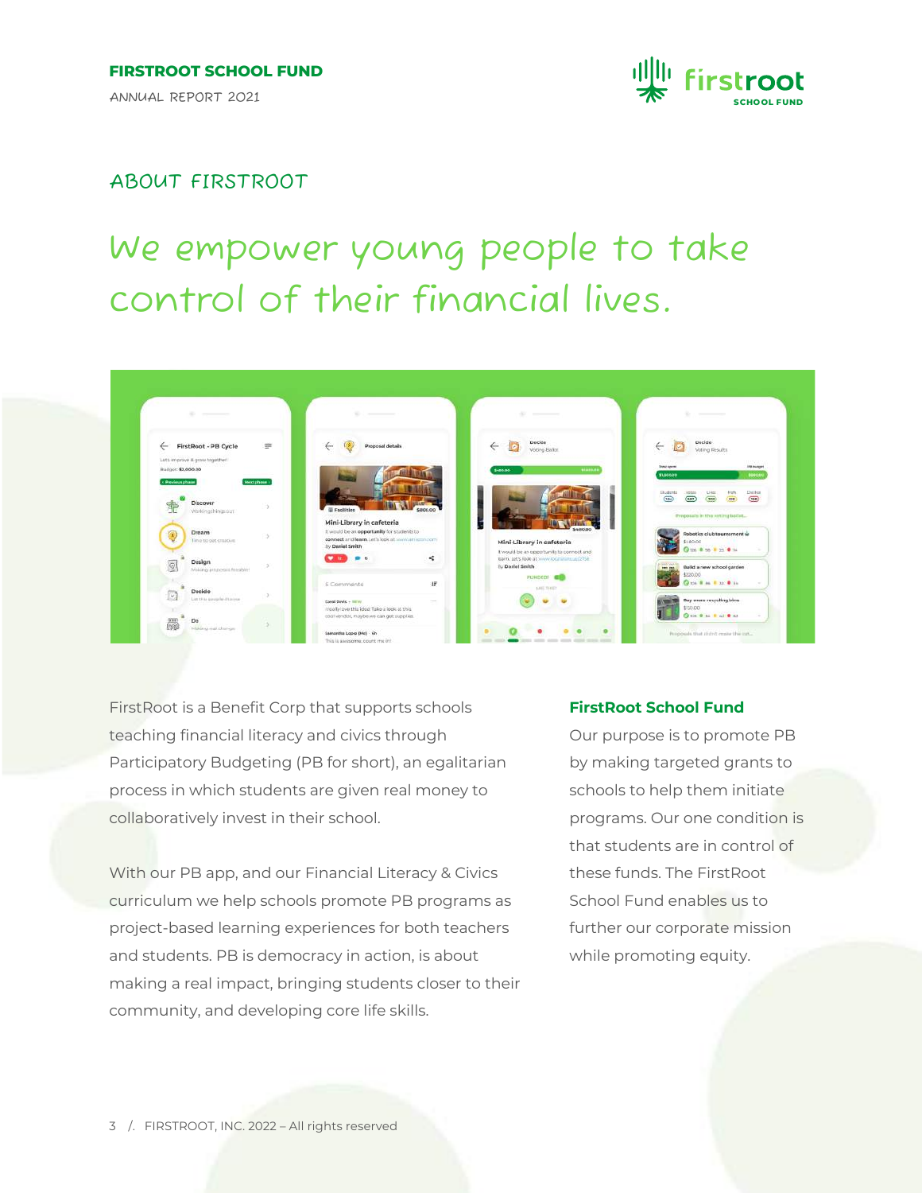## ABOUT FIRSTROOT

# We empower young people to take control of their financial lives.

FirstRoot is a Benefit Corp that supports schools teaching financial literacy and civics through Participatory Budgeting (PB for short), an egalitarian process in which students are given real money to collaboratively invest in their school.

With our PB app, and our Financial Literacy & Civics curriculum we help schools promote PB programs as project-based learning experiences for both teachers and students. PB is democracy in action, is about making a real impact, bringing students closer to their community, and developing core life skills.

### FirstRoot School Fund

Our purpose is to promote PB by making targeted grants to schools to help them initiate programs. Our one condition is that students are in control of these funds. The FirstRoot School Fund enables us to further our corporate mission while promoting equity.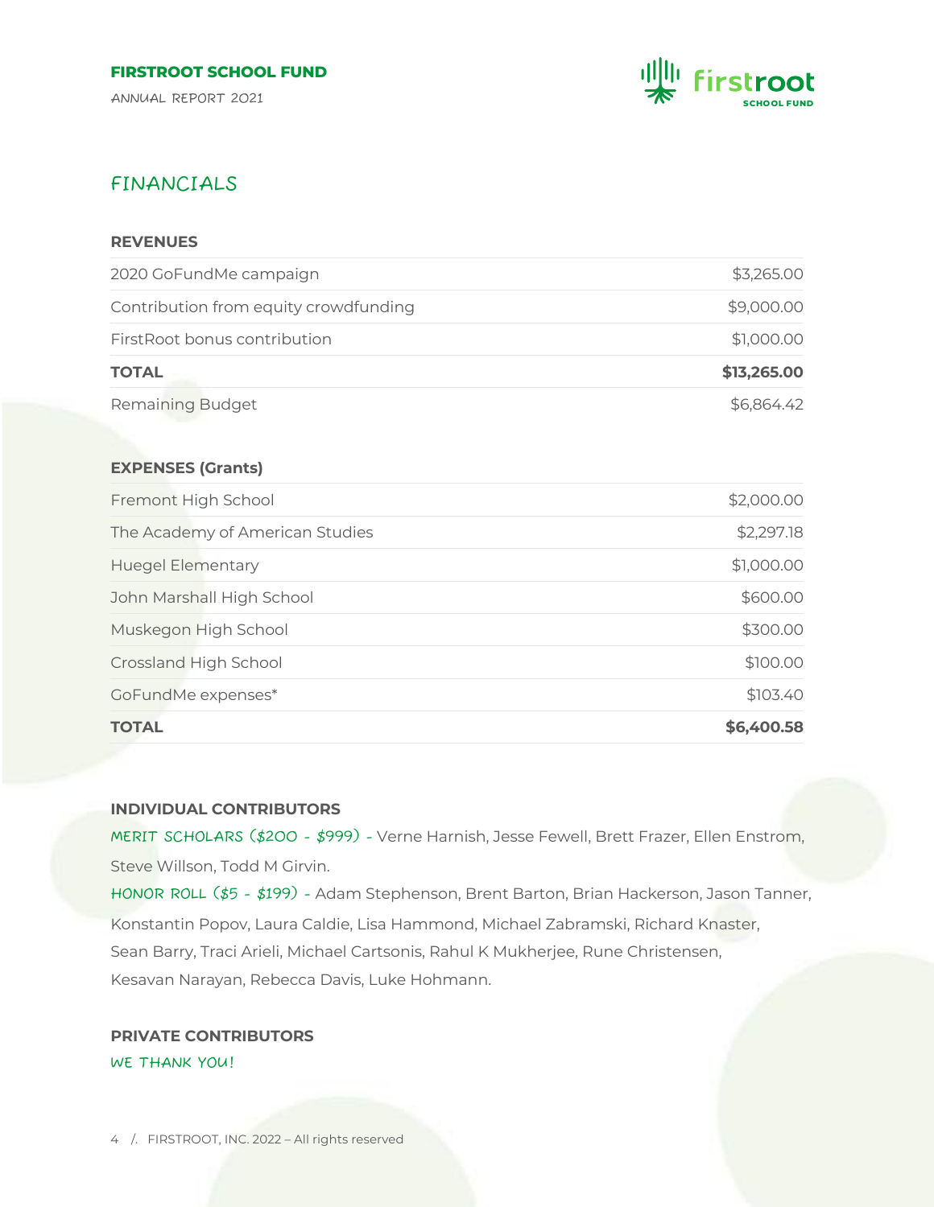## FINANCIALS

| REVENUES | |
|---|---|
| 2020 GoFundMe campaign | $3,265.00 |
| Contribution from equity crowdfunding | $9,000.00 |
| FirstRoot bonus contribution | $1,000.00 |
| **TOTAL** | **$13,265.00** |
| Remaining Budget | $6,864.42 |

| EXPENSES (Grants) | |
|---|---|
| Fremont High School | $2,000.00 |
| The Academy of American Studies | $2,297.18 |
| Huegel Elementary | $1,000.00 |
| John Marshall High School | $600.00 |
| Muskegon High School | $300.00 |
| Crossland High School | $100.00 |
| GoFundMe expenses* | $103.40 |
| **TOTAL** | **$6,400.58** |

### INDIVIDUAL CONTRIBUTORS

MERIT SCHOLARS ($200 - $999) - Verne Harnish, Jesse Fewell, Brett Frazer, Ellen Enstrom, Steve Willson, Todd M Girvin.

HONOR ROLL ($5 - $199) - Adam Stephenson, Brent Barton, Brian Hackerson, Jason Tanner, Konstantin Popov, Laura Caldie, Lisa Hammond, Michael Zabramski, Richard Knaster, Sean Barry, Traci Arieli, Michael Cartsonis, Rahul K Mukherjee, Rune Christensen, Kesavan Narayan, Rebecca Davis, Luke Hohmann.

### PRIVATE CONTRIBUTORS

WE THANK YOU!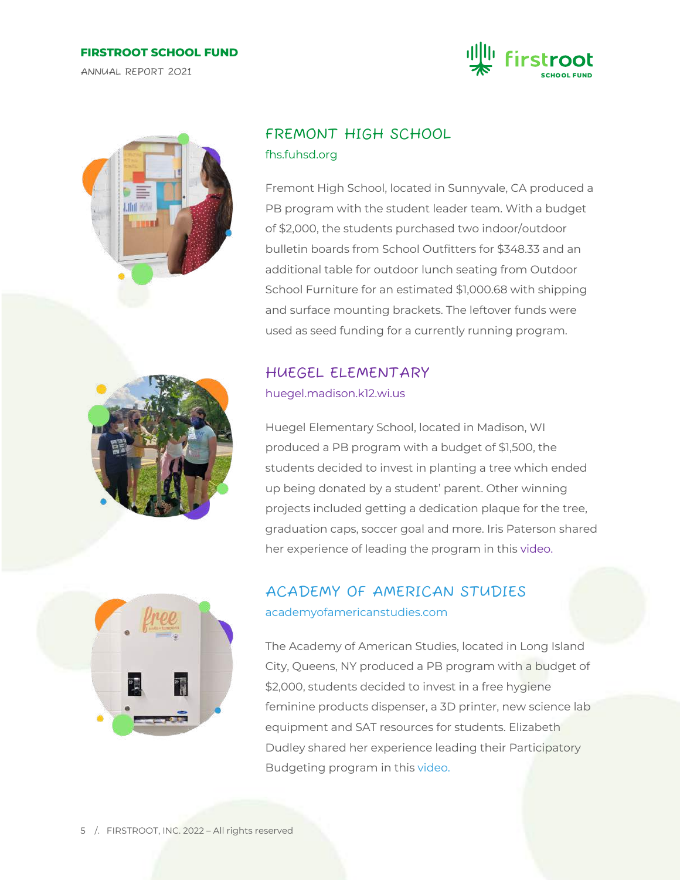## FREMONT HIGH SCHOOL

fhs.fuhsd.org

Fremont High School, located in Sunnyvale, CA produced a PB program with the student leader team. With a budget of $2,000, the students purchased two indoor/outdoor bulletin boards from School Outfitters for $348.33 and an additional table for outdoor lunch seating from Outdoor School Furniture for an estimated $1,000.68 with shipping and surface mounting brackets. The leftover funds were used as seed funding for a currently running program.

## HUEGEL ELEMENTARY

huegel.madison.k12.wi.us

Huegel Elementary School, located in Madison, WI produced a PB program with a budget of $1,500, the students decided to invest in planting a tree which ended up being donated by a student' parent. Other winning projects included getting a dedication plaque for the tree, graduation caps, soccer goal and more. Iris Paterson shared her experience of leading the program in this video.

## ACADEMY OF AMERICAN STUDIES

academyofamericanstudies.com

The Academy of American Studies, located in Long Island City, Queens, NY produced a PB program with a budget of $2,000, students decided to invest in a free hygiene feminine products dispenser, a 3D printer, new science lab equipment and SAT resources for students. Elizabeth Dudley shared her experience leading their Participatory Budgeting program in this video.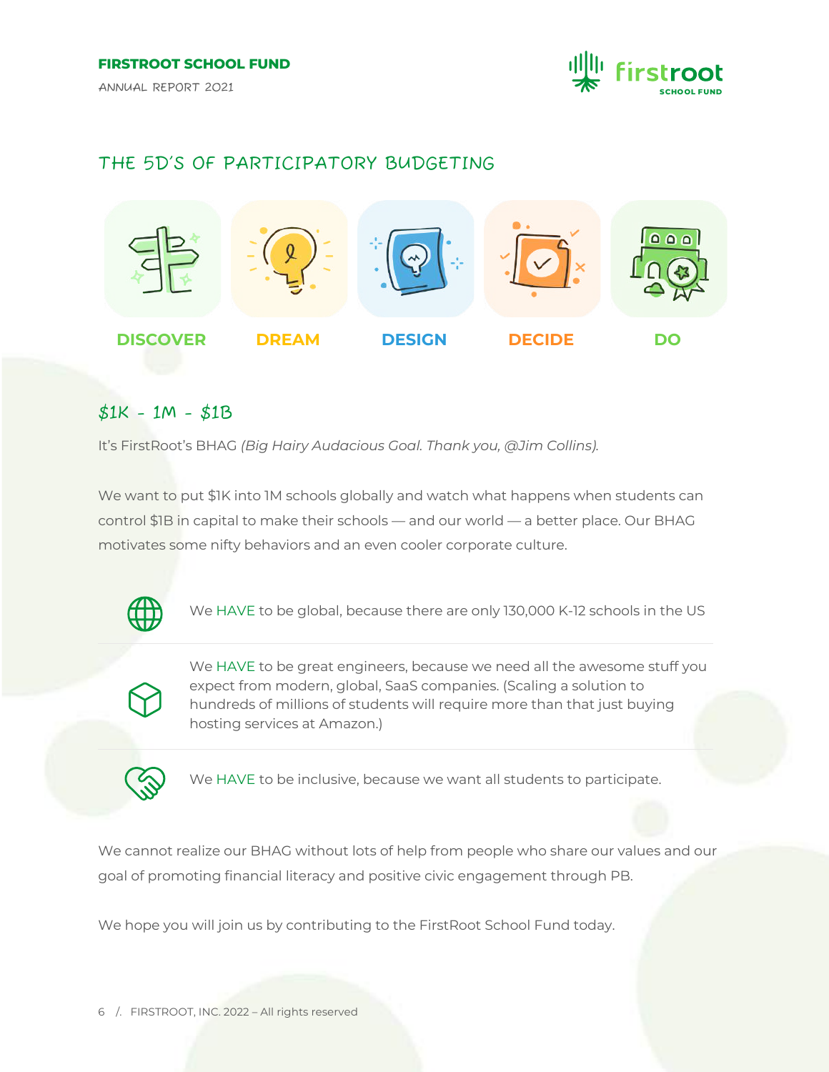## THE 5D'S OF PARTICIPATORY BUDGETING

**DISCOVER** **DREAM** **DESIGN** **DECIDE** **DO**

## $1K - 1M - $1B

It's FirstRoot's BHAG *(Big Hairy Audacious Goal. Thank you, @Jim Collins).*

We want to put $1K into 1M schools globally and watch what happens when students can control $1B in capital to make their schools — and our world — a better place. Our BHAG motivates some nifty behaviors and an even cooler corporate culture.

- We HAVE to be global, because there are only 130,000 K-12 schools in the US
- We HAVE to be great engineers, because we need all the awesome stuff you expect from modern, global, SaaS companies. (Scaling a solution to hundreds of millions of students will require more than that just buying hosting services at Amazon.)
- We HAVE to be inclusive, because we want all students to participate.

We cannot realize our BHAG without lots of help from people who share our values and our goal of promoting financial literacy and positive civic engagement through PB.

We hope you will join us by contributing to the FirstRoot School Fund today.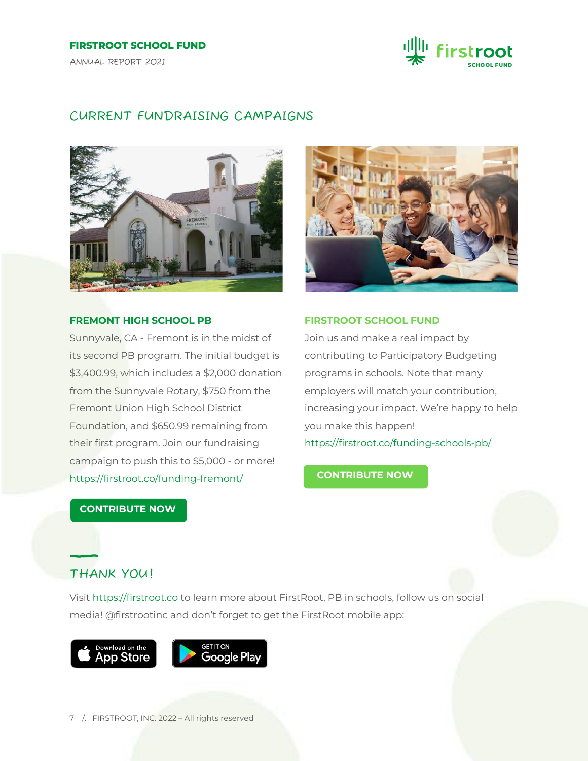## CURRENT FUNDRAISING CAMPAIGNS

### FREMONT HIGH SCHOOL PB

Sunnyvale, CA - Fremont is in the midst of its second PB program. The initial budget is $3,400.99, which includes a $2,000 donation from the Sunnyvale Rotary, $750 from the Fremont Union High School District Foundation, and $650.99 remaining from their first program. Join our fundraising campaign to push this to $5,000 - or more! https://firstroot.co/funding-fremont/

**CONTRIBUTE NOW**

### FIRSTROOT SCHOOL FUND

Join us and make a real impact by contributing to Participatory Budgeting programs in schools. Note that many employers will match your contribution, increasing your impact. We're happy to help you make this happen! https://firstroot.co/funding-schools-pb/

**CONTRIBUTE NOW**

## THANK YOU!

Visit https://firstroot.co to learn more about FirstRoot, PB in schools, follow us on social media! @firstrootinc and don't forget to get the FirstRoot mobile app:

Download on the App Store

GET IT ON Google Play

FIRSTROOT, INC. 2022 – All rights reserved